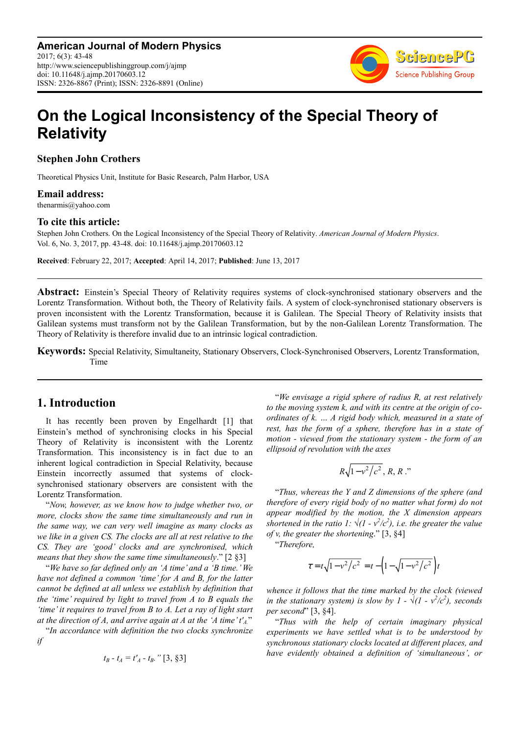**American Journal of Modern Physics**
2017; 6(3): 43-48
http://www.sciencepublishinggroup.com/j/ajmp
doi: 10.11648/j.ajmp.20170603.12
ISSN: 2326-8867 (Print); ISSN: 2326-8891 (Online)

# On the Logical Inconsistency of the Special Theory of Relativity

**Stephen John Crothers**

Theoretical Physics Unit, Institute for Basic Research, Palm Harbor, USA

### Email address:

thenarmis@yahoo.com

### To cite this article:

Stephen John Crothers. On the Logical Inconsistency of the Special Theory of Relativity. *American Journal of Modern Physics*. Vol. 6, No. 3, 2017, pp. 43-48. doi: 10.11648/j.ajmp.20170603.12

**Received**: February 22, 2017; **Accepted**: April 14, 2017; **Published**: June 13, 2017

---

**Abstract:** Einstein's Special Theory of Relativity requires systems of clock-synchronised stationary observers and the Lorentz Transformation. Without both, the Theory of Relativity fails. A system of clock-synchronised stationary observers is proven inconsistent with the Lorentz Transformation, because it is Galilean. The Special Theory of Relativity insists that Galilean systems must transform not by the Galilean Transformation, but by the non-Galilean Lorentz Transformation. The Theory of Relativity is therefore invalid due to an intrinsic logical contradiction.

**Keywords:** Special Relativity, Simultaneity, Stationary Observers, Clock-Synchronised Observers, Lorentz Transformation, Time

---

## 1. Introduction

It has recently been proven by Engelhardt [1] that Einstein's method of synchronising clocks in his Special Theory of Relativity is inconsistent with the Lorentz Transformation. This inconsistency is in fact due to an inherent logical contradiction in Special Relativity, because Einstein incorrectly assumed that systems of clock-synchronised stationary observers are consistent with the Lorentz Transformation.

"*Now, however, as we know how to judge whether two, or more, clocks show the same time simultaneously and run in the same way, we can very well imagine as many clocks as we like in a given CS. The clocks are all at rest relative to the CS. They are 'good' clocks and are synchronised, which means that they show the same time simultaneously*." [2 §3]

"*We have so far defined only an 'A time' and a 'B time.' We have not defined a common 'time' for A and B, for the latter cannot be defined at all unless we establish by definition that the 'time' required by light to travel from A to B equals the 'time' it requires to travel from B to A. Let a ray of light start at the direction of A, and arrive again at A at the 'A time' $t'_A$.*"

"*In accordance with definition the two clocks synchronize if*

$$t_B - t_A = t'_A - t_B.\text{"} \text{ [3, §3]}$$

"*We envisage a rigid sphere of radius R, at rest relatively to the moving system k, and with its centre at the origin of co-ordinates of k. … A rigid body which, measured in a state of rest, has the form of a sphere, therefore has in a state of motion - viewed from the stationary system - the form of an ellipsoid of revolution with the axes*

$$R\sqrt{1-v^2/c^2},\ R,\ R\ .\text{"}$$

"*Thus, whereas the Y and Z dimensions of the sphere (and therefore of every rigid body of no matter what form) do not appear modified by the motion, the X dimension appears shortened in the ratio 1: $\sqrt{(1 - v^2/c^2)}$, i.e. the greater the value of v, the greater the shortening.*" [3, §4]

"*Therefore,*

$$\tau = t\sqrt{1-v^2/c^2} = t - \left(1-\sqrt{1-v^2/c^2}\right)t$$

*whence it follows that the time marked by the clock (viewed in the stationary system) is slow by $1 - \sqrt{(1 - v^2/c^2)}$, seconds per second*" [3, §4].

"*Thus with the help of certain imaginary physical experiments we have settled what is to be understood by synchronous stationary clocks located at different places, and have evidently obtained a definition of 'simultaneous', or*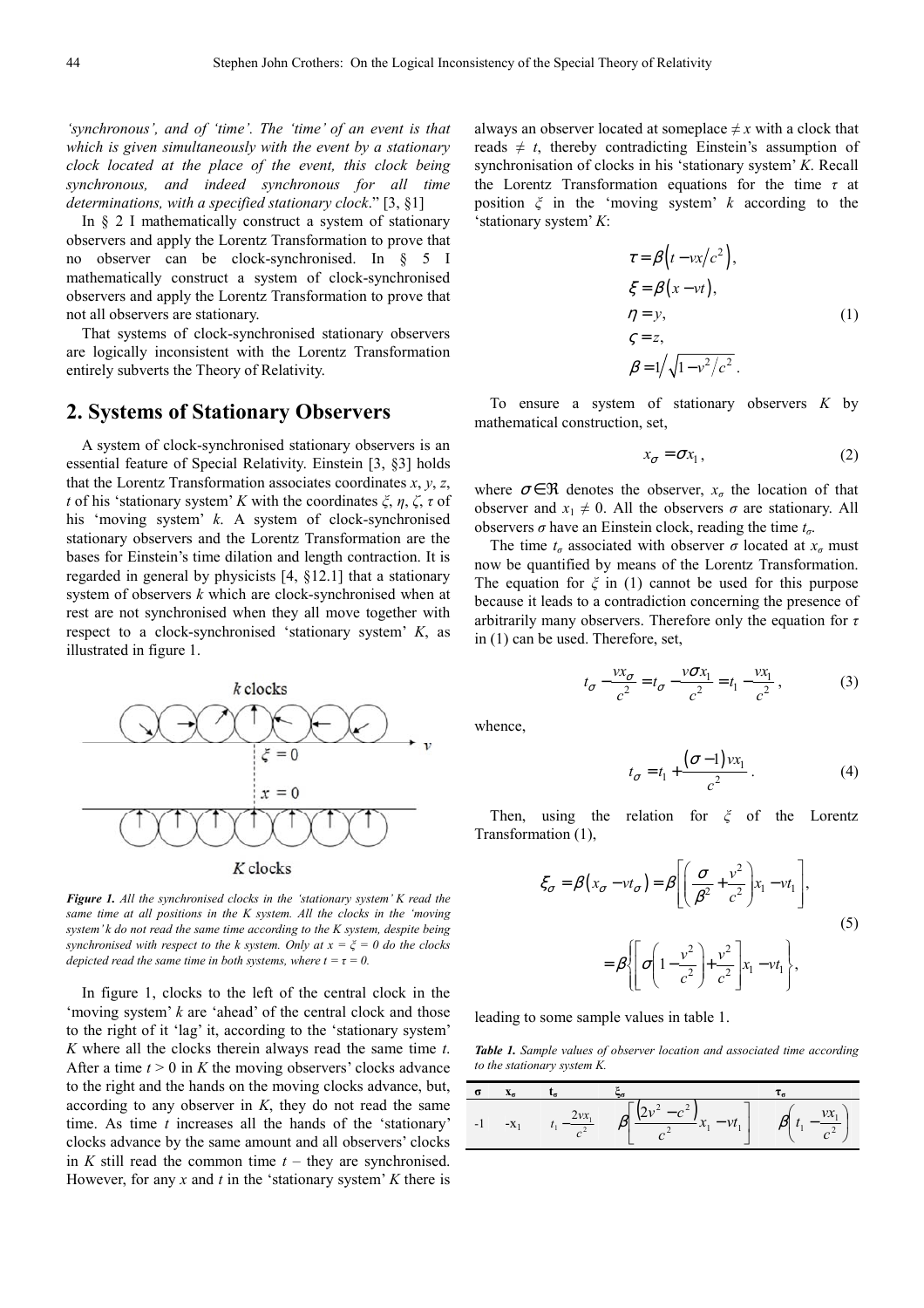*'synchronous', and of 'time'. The 'time' of an event is that which is given simultaneously with the event by a stationary clock located at the place of the event, this clock being synchronous, and indeed synchronous for all time determinations, with a specified stationary clock*." [3, §1]

In § 2 I mathematically construct a system of stationary observers and apply the Lorentz Transformation to prove that no observer can be clock-synchronised. In § 5 I mathematically construct a system of clock-synchronised observers and apply the Lorentz Transformation to prove that not all observers are stationary.

That systems of clock-synchronised stationary observers are logically inconsistent with the Lorentz Transformation entirely subverts the Theory of Relativity.

## 2. Systems of Stationary Observers

A system of clock-synchronised stationary observers is an essential feature of Special Relativity. Einstein [3, §3] holds that the Lorentz Transformation associates coordinates $x$, $y$, $z$, $t$ of his 'stationary system' $K$ with the coordinates $\xi$, $\eta$, $\zeta$, $\tau$ of his 'moving system' $k$. A system of clock-synchronised stationary observers and the Lorentz Transformation are the bases for Einstein's time dilation and length contraction. It is regarded in general by physicists [4, §12.1] that a stationary system of observers $k$ which are clock-synchronised when at rest are not synchronised when they all move together with respect to a clock-synchronised 'stationary system' $K$, as illustrated in figure 1.

*Figure 1. All the synchronised clocks in the 'stationary system' K read the same time at all positions in the K system. All the clocks in the 'moving system' k do not read the same time according to the K system, despite being synchronised with respect to the k system. Only at x = ξ = 0 do the clocks depicted read the same time in both systems, where t = τ = 0.*

In figure 1, clocks to the left of the central clock in the 'moving system' $k$ are 'ahead' of the central clock and those to the right of it 'lag' it, according to the 'stationary system' $K$ where all the clocks therein always read the same time $t$. After a time $t > 0$ in $K$ the moving observers' clocks advance to the right and the hands on the moving clocks advance, but, according to any observer in $K$, they do not read the same time. As time $t$ increases all the hands of the 'stationary' clocks advance by the same amount and all observers' clocks in $K$ still read the common time $t$ – they are synchronised. However, for any $x$ and $t$ in the 'stationary system' $K$ there is always an observer located at someplace $\neq x$ with a clock that reads $\neq t$, thereby contradicting Einstein's assumption of synchronisation of clocks in his 'stationary system' $K$. Recall the Lorentz Transformation equations for the time $\tau$ at position $\xi$ in the 'moving system' $k$ according to the 'stationary system' $K$:

$$\begin{aligned}
\tau &= \beta\left(t - vx/c^2\right), \\
\xi &= \beta\left(x - vt\right), \\
\eta &= y, \\
\varsigma &= z, \\
\beta &= 1\Big/\sqrt{1 - v^2/c^2}\,.
\end{aligned} \tag{1}$$

To ensure a system of stationary observers $K$ by mathematical construction, set,

$$x_\sigma = \sigma x_1, \tag{2}$$

where $\sigma \in \Re$ denotes the observer, $x_\sigma$ the location of that observer and $x_1 \neq 0$. All the observers $\sigma$ are stationary. All observers $\sigma$ have an Einstein clock, reading the time $t_\sigma$.

The time $t_\sigma$ associated with observer $\sigma$ located at $x_\sigma$ must now be quantified by means of the Lorentz Transformation. The equation for $\xi$ in (1) cannot be used for this purpose because it leads to a contradiction concerning the presence of arbitrarily many observers. Therefore only the equation for $\tau$ in (1) can be used. Therefore, set,

$$t_\sigma - \frac{vx_\sigma}{c^2} = t_\sigma - \frac{v\sigma x_1}{c^2} = t_1 - \frac{vx_1}{c^2}, \tag{3}$$

whence,

$$t_\sigma = t_1 + \frac{(\sigma - 1)vx_1}{c^2}. \tag{4}$$

Then, using the relation for $\xi$ of the Lorentz Transformation (1),

$$\begin{aligned}
\xi_\sigma = \beta\left(x_\sigma - vt_\sigma\right) &= \beta\left[\left(\frac{\sigma}{\beta^2} + \frac{v^2}{c^2}\right)x_1 - vt_1\right], \\
&= \beta\left\{\left[\sigma\left(1 - \frac{v^2}{c^2}\right) + \frac{v^2}{c^2}\right]x_1 - vt_1\right\},
\end{aligned} \tag{5}$$

leading to some sample values in table 1.

*Table 1. Sample values of observer location and associated time according to the stationary system K.*

| σ | $x_\sigma$ | $t_\sigma$ | $\xi_\sigma$ | $\tau_\sigma$ |
|---|---|---|---|---|
| -1 | $-x_1$ | $t_1 - \frac{2vx_1}{c^2}$ | $\beta\left[\frac{\left(2v^2 - c^2\right)}{c^2}x_1 - vt_1\right]$ | $\beta\left(t_1 - \frac{vx_1}{c^2}\right)$ |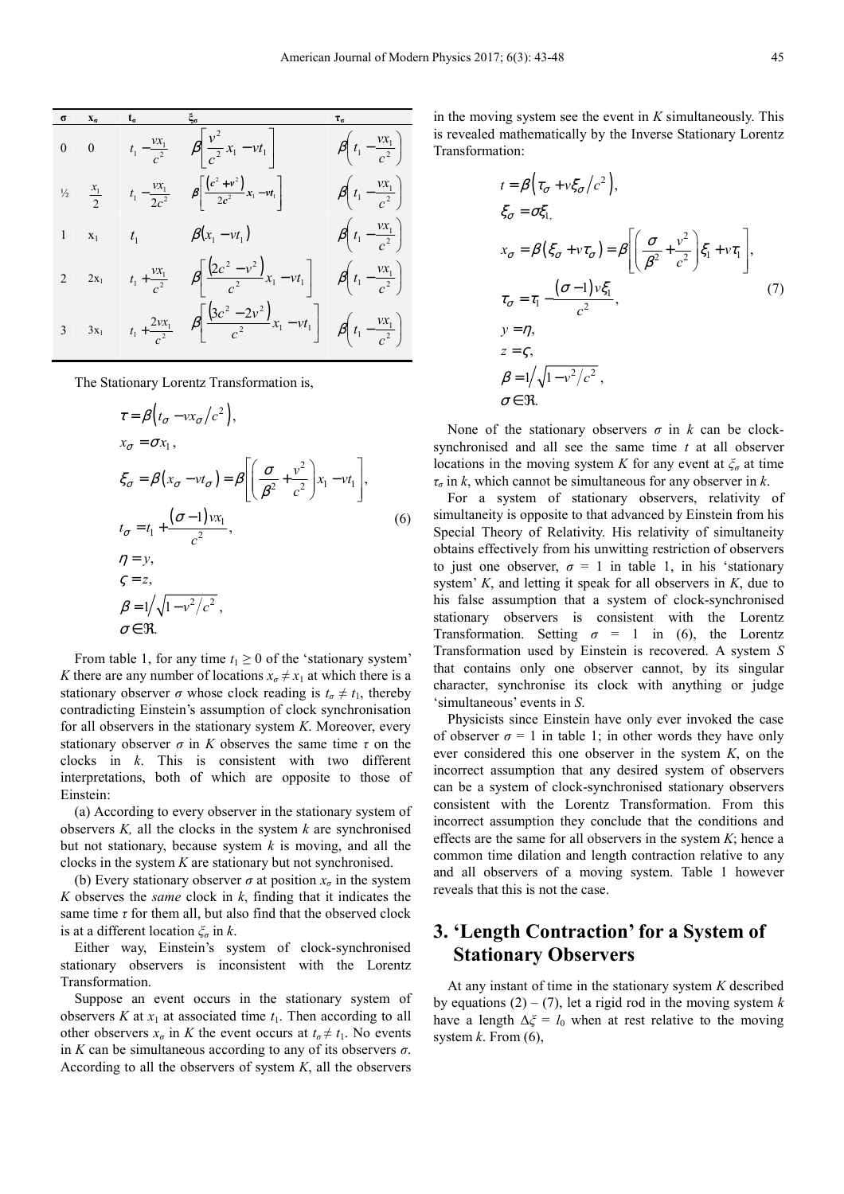| σ | $x_\sigma$ | $t_\sigma$ | $\xi_\sigma$ | $\tau_\sigma$ |
|---|---|---|---|---|
| 0 | 0 | $t_1 - \frac{vx_1}{c^2}$ | $\beta\left[\frac{v^2}{c^2}x_1 - vt_1\right]$ | $\beta\left(t_1 - \frac{vx_1}{c^2}\right)$ |
| ½ | $\frac{x_1}{2}$ | $t_1 - \frac{vx_1}{2c^2}$ | $\beta\left[\frac{\left(c^2+v^2\right)}{2c^2}x_1 - vt_1\right]$ | $\beta\left(t_1 - \frac{vx_1}{c^2}\right)$ |
| 1 | $x_1$ | $t_1$ | $\beta\left(x_1 - vt_1\right)$ | $\beta\left(t_1 - \frac{vx_1}{c^2}\right)$ |
| 2 | $2x_1$ | $t_1 + \frac{vx_1}{c^2}$ | $\beta\left[\frac{\left(2c^2-v^2\right)}{c^2}x_1 - vt_1\right]$ | $\beta\left(t_1 - \frac{vx_1}{c^2}\right)$ |
| 3 | $3x_1$ | $t_1 + \frac{2vx_1}{c^2}$ | $\beta\left[\frac{\left(3c^2-2v^2\right)}{c^2}x_1 - vt_1\right]$ | $\beta\left(t_1 - \frac{vx_1}{c^2}\right)$ |

The Stationary Lorentz Transformation is,

$$
\begin{aligned}
&\tau = \beta\left(t_\sigma - vx_\sigma/c^2\right),\\
&x_\sigma = \sigma x_1,\\
&\xi_\sigma = \beta\left(x_\sigma - vt_\sigma\right) = \beta\left[\left(\frac{\sigma}{\beta^2} + \frac{v^2}{c^2}\right)x_1 - vt_1\right],\\
&t_\sigma = t_1 + \frac{(\sigma-1)vx_1}{c^2},\\
&\eta = y,\\
&\varsigma = z,\\
&\beta = 1\Big/\sqrt{1 - v^2/c^2}\,,\\
&\sigma \in \Re.
\end{aligned}
\tag{6}
$$

From table 1, for any time $t_1 \geq 0$ of the 'stationary system' $K$ there are any number of locations $x_\sigma \neq x_1$ at which there is a stationary observer $\sigma$ whose clock reading is $t_\sigma \neq t_1$, thereby contradicting Einstein's assumption of clock synchronisation for all observers in the stationary system $K$. Moreover, every stationary observer $\sigma$ in $K$ observes the same time $\tau$ on the clocks in $k$. This is consistent with two different interpretations, both of which are opposite to those of Einstein:

(a) According to every observer in the stationary system of observers $K$, all the clocks in the system $k$ are synchronised but not stationary, because system $k$ is moving, and all the clocks in the system $K$ are stationary but not synchronised.

(b) Every stationary observer $\sigma$ at position $x_\sigma$ in the system $K$ observes the *same* clock in $k$, finding that it indicates the same time $\tau$ for them all, but also find that the observed clock is at a different location $\xi_\sigma$ in $k$.

Either way, Einstein's system of clock-synchronised stationary observers is inconsistent with the Lorentz Transformation.

Suppose an event occurs in the stationary system of observers $K$ at $x_1$ at associated time $t_1$. Then according to all other observers $x_\sigma$ in $K$ the event occurs at $t_\sigma \neq t_1$. No events in $K$ can be simultaneous according to any of its observers $\sigma$. According to all the observers of system $K$, all the observers in the moving system see the event in $K$ simultaneously. This is revealed mathematically by the Inverse Stationary Lorentz Transformation:

$$
\begin{aligned}
&t = \beta\left(\tau_\sigma + v\xi_\sigma/c^2\right),\\
&\xi_\sigma = \sigma\xi_1,\\
&x_\sigma = \beta\left(\xi_\sigma + v\tau_\sigma\right) = \beta\left[\left(\frac{\sigma}{\beta^2} + \frac{v^2}{c^2}\right)\xi_1 + v\tau_1\right],\\
&\tau_\sigma = \tau_1 - \frac{(\sigma-1)v\xi_1}{c^2},\\
&y = \eta,\\
&z = \varsigma,\\
&\beta = 1\Big/\sqrt{1 - v^2/c^2}\,,\\
&\sigma \in \Re.
\end{aligned}
\tag{7}
$$

None of the stationary observers $\sigma$ in $k$ can be clock-synchronised and all see the same time $t$ at all observer locations in the moving system $K$ for any event at $\xi_\sigma$ at time $\tau_\sigma$ in $k$, which cannot be simultaneous for any observer in $k$.

For a system of stationary observers, relativity of simultaneity is opposite to that advanced by Einstein from his Special Theory of Relativity. His relativity of simultaneity obtains effectively from his unwitting restriction of observers to just one observer, $\sigma = 1$ in table 1, in his 'stationary system' $K$, and letting it speak for all observers in $K$, due to his false assumption that a system of clock-synchronised stationary observers is consistent with the Lorentz Transformation. Setting $\sigma = 1$ in (6), the Lorentz Transformation used by Einstein is recovered. A system $S$ that contains only one observer cannot, by its singular character, synchronise its clock with anything or judge 'simultaneous' events in $S$.

Physicists since Einstein have only ever invoked the case of observer $\sigma = 1$ in table 1; in other words they have only ever considered this one observer in the system $K$, on the incorrect assumption that any desired system of observers can be a system of clock-synchronised stationary observers consistent with the Lorentz Transformation. From this incorrect assumption they conclude that the conditions and effects are the same for all observers in the system $K$; hence a common time dilation and length contraction relative to any and all observers of a moving system. Table 1 however reveals that this is not the case.

## 3. 'Length Contraction' for a System of Stationary Observers

At any instant of time in the stationary system $K$ described by equations (2) – (7), let a rigid rod in the moving system $k$ have a length $\Delta\xi = l_0$ when at rest relative to the moving system $k$. From (6),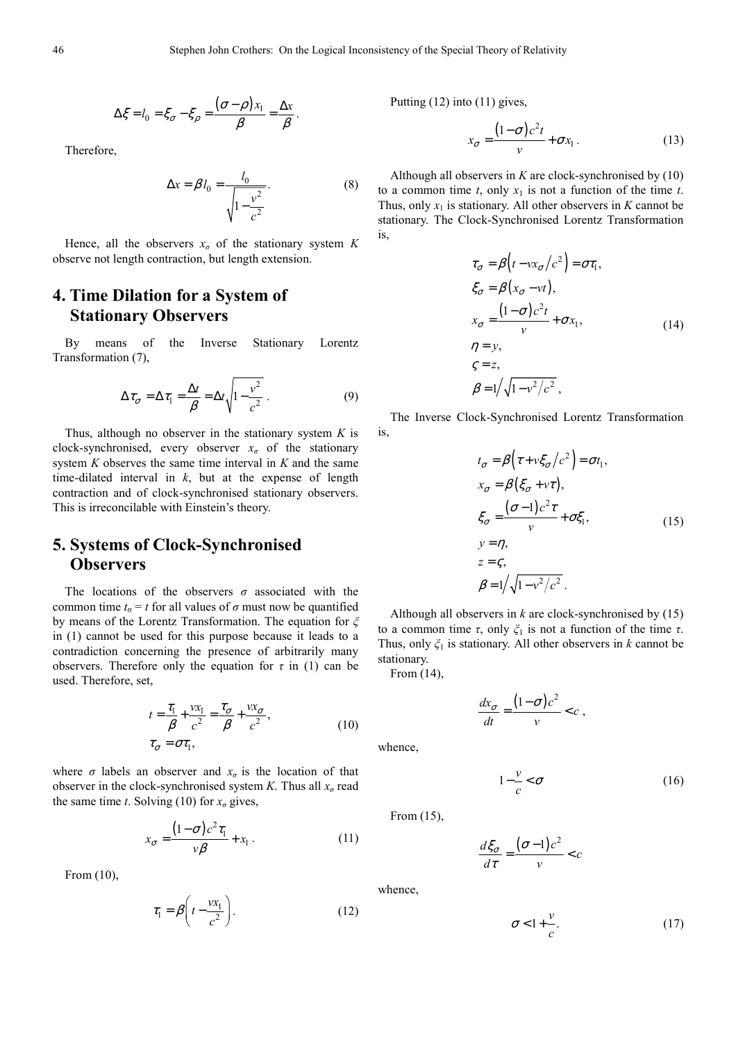$$\Delta\xi = l_0 = \xi_\sigma - \xi_\rho = \frac{(\sigma-\rho)x_1}{\beta} = \frac{\Delta x}{\beta}.$$

Therefore,

$$\Delta x = \beta l_0 = \frac{l_0}{\sqrt{1-\frac{v^2}{c^2}}}. \quad (8)$$

Hence, all the observers $x_\sigma$ of the stationary system $K$ observe not length contraction, but length extension.

## 4. Time Dilation for a System of Stationary Observers

By means of the Inverse Stationary Lorentz Transformation (7),

$$\Delta\tau_\sigma = \Delta\tau_1 = \frac{\Delta t}{\beta} = \Delta t\sqrt{1-\frac{v^2}{c^2}}. \quad (9)$$

Thus, although no observer in the stationary system $K$ is clock-synchronised, every observer $x_\sigma$ of the stationary system $K$ observes the same time interval in $K$ and the same time-dilated interval in $k$, but at the expense of length contraction and of clock-synchronised stationary observers. This is irreconcilable with Einstein's theory.

## 5. Systems of Clock-Synchronised Observers

The locations of the observers $\sigma$ associated with the common time $t_\sigma = t$ for all values of $\sigma$ must now be quantified by means of the Lorentz Transformation. The equation for $\xi$ in (1) cannot be used for this purpose because it leads to a contradiction concerning the presence of arbitrarily many observers. Therefore only the equation for $\tau$ in (1) can be used. Therefore, set,

$$t = \frac{\tau_1}{\beta} + \frac{vx_1}{c^2} = \frac{\tau_\sigma}{\beta} + \frac{vx_\sigma}{c^2},$$
$$\tau_\sigma = \sigma\tau_1, \quad (10)$$

where $\sigma$ labels an observer and $x_\sigma$ is the location of that observer in the clock-synchronised system $K$. Thus all $x_\sigma$ read the same time $t$. Solving (10) for $x_\sigma$ gives,

$$x_\sigma = \frac{(1-\sigma)c^2\tau_1}{v\beta} + x_1. \quad (11)$$

From (10),

$$\tau_1 = \beta\left(t - \frac{vx_1}{c^2}\right). \quad (12)$$

Putting (12) into (11) gives,

$$x_\sigma = \frac{(1-\sigma)c^2 t}{v} + \sigma x_1. \quad (13)$$

Although all observers in $K$ are clock-synchronised by (10) to a common time $t$, only $x_1$ is not a function of the time $t$. Thus, only $x_1$ is stationary. All other observers in $K$ cannot be stationary. The Clock-Synchronised Lorentz Transformation is,

$$\begin{aligned}
\tau_\sigma &= \beta\left(t - vx_\sigma/c^2\right) = \sigma\tau_1,\\
\xi_\sigma &= \beta(x_\sigma - vt),\\
x_\sigma &= \frac{(1-\sigma)c^2 t}{v} + \sigma x_1,\\
\eta &= y,\\
\varsigma &= z,\\
\beta &= 1\Big/\sqrt{1-v^2/c^2},
\end{aligned} \quad (14)$$

The Inverse Clock-Synchronised Lorentz Transformation is,

$$\begin{aligned}
t_\sigma &= \beta\left(\tau + v\xi_\sigma/c^2\right) = \sigma t_1,\\
x_\sigma &= \beta(\xi_\sigma + v\tau),\\
\xi_\sigma &= \frac{(\sigma-1)c^2\tau}{v} + \sigma\xi_1,\\
y &= \eta,\\
z &= \varsigma,\\
\beta &= 1\Big/\sqrt{1-v^2/c^2}.
\end{aligned} \quad (15)$$

Although all observers in $k$ are clock-synchronised by (15) to a common time $\tau$, only $\xi_1$ is not a function of the time $\tau$. Thus, only $\xi_1$ is stationary. All other observers in $k$ cannot be stationary.

From (14),

$$\frac{dx_\sigma}{dt} = \frac{(1-\sigma)c^2}{v} < c,$$

whence,

$$1 - \frac{v}{c} < \sigma \quad (16)$$

From (15),

$$\frac{d\xi_\sigma}{d\tau} = \frac{(\sigma-1)c^2}{v} < c$$

whence,

$$\sigma < 1 + \frac{v}{c}. \quad (17)$$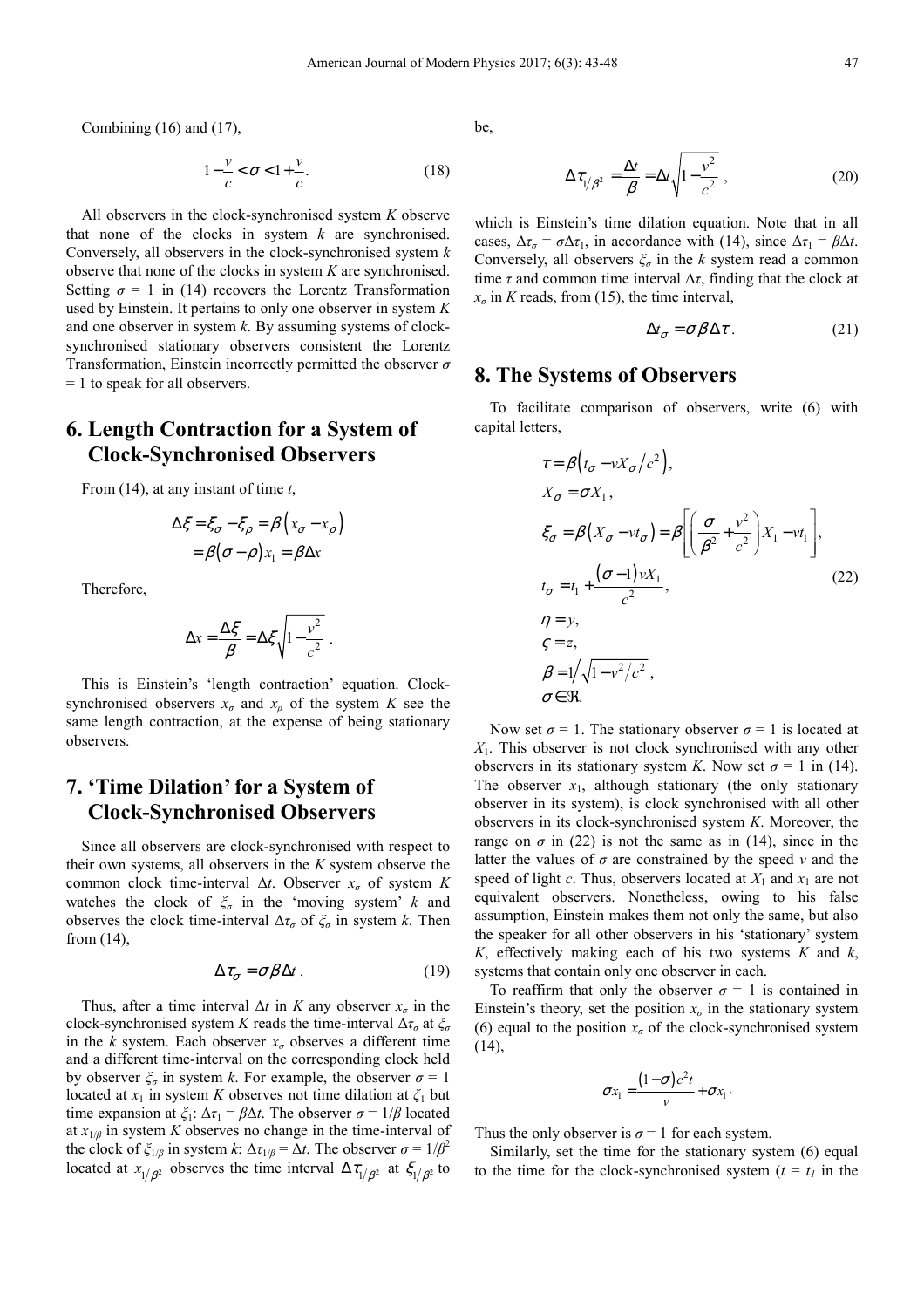Combining (16) and (17),

$$1-\frac{v}{c}<\sigma<1+\frac{v}{c}. \tag{18}$$

All observers in the clock-synchronised system $K$ observe that none of the clocks in system $k$ are synchronised. Conversely, all observers in the clock-synchronised system $k$ observe that none of the clocks in system $K$ are synchronised. Setting $\sigma = 1$ in (14) recovers the Lorentz Transformation used by Einstein. It pertains to only one observer in system $K$ and one observer in system $k$. By assuming systems of clock-synchronised stationary observers consistent the Lorentz Transformation, Einstein incorrectly permitted the observer $\sigma = 1$ to speak for all observers.

## 6. Length Contraction for a System of Clock-Synchronised Observers

From (14), at any instant of time $t$,

$$\Delta\xi = \xi_\sigma - \xi_\rho = \beta\left(x_\sigma - x_\rho\right)$$
$$= \beta(\sigma-\rho)x_1 = \beta\Delta x$$

Therefore,

$$\Delta x = \frac{\Delta\xi}{\beta} = \Delta\xi\sqrt{1-\frac{v^2}{c^2}}\ .$$

This is Einstein's 'length contraction' equation. Clock-synchronised observers $x_\sigma$ and $x_\rho$ of the system $K$ see the same length contraction, at the expense of being stationary observers.

## 7. 'Time Dilation' for a System of Clock-Synchronised Observers

Since all observers are clock-synchronised with respect to their own systems, all observers in the $K$ system observe the common clock time-interval $\Delta t$. Observer $x_\sigma$ of system $K$ watches the clock of $\xi_\sigma$ in the 'moving system' $k$ and observes the clock time-interval $\Delta\tau_\sigma$ of $\xi_\sigma$ in system $k$. Then from (14),

$$\Delta\tau_\sigma = \sigma\beta\Delta t\ . \tag{19}$$

Thus, after a time interval $\Delta t$ in $K$ any observer $x_\sigma$ in the clock-synchronised system $K$ reads the time-interval $\Delta\tau_\sigma$ at $\xi_\sigma$ in the $k$ system. Each observer $x_\sigma$ observes a different time and a different time-interval on the corresponding clock held by observer $\xi_\sigma$ in system $k$. For example, the observer $\sigma = 1$ located at $x_1$ in system $K$ observes not time dilation at $\xi_1$ but time expansion at $\xi_1$: $\Delta\tau_1 = \beta\Delta t$. The observer $\sigma = 1/\beta$ located at $x_{1/\beta}$ in system $K$ observes no change in the time-interval of the clock of $\xi_{1/\beta}$ in system $k$: $\Delta\tau_{1/\beta} = \Delta t$. The observer $\sigma = 1/\beta^2$ located at $x_{1/\beta^2}$ observes the time interval $\Delta\tau_{1/\beta^2}$ at $\xi_{1/\beta^2}$ to be,

$$\Delta\tau_{1/\beta^2} = \frac{\Delta t}{\beta} = \Delta t\sqrt{1-\frac{v^2}{c^2}}\ , \tag{20}$$

which is Einstein's time dilation equation. Note that in all cases, $\Delta\tau_\sigma = \sigma\Delta\tau_1$, in accordance with (14), since $\Delta\tau_1 = \beta\Delta t$. Conversely, all observers $\xi_\sigma$ in the $k$ system read a common time $\tau$ and common time interval $\Delta\tau$, finding that the clock at $x_\sigma$ in $K$ reads, from (15), the time interval,

$$\Delta t_\sigma = \sigma\beta\Delta\tau. \tag{21}$$

## 8. The Systems of Observers

To facilitate comparison of observers, write (6) with capital letters,

$$\begin{aligned}
&\tau = \beta\left(t_\sigma - vX_\sigma/c^2\right),\\
&X_\sigma = \sigma X_1,\\
&\xi_\sigma = \beta\left(X_\sigma - vt_\sigma\right) = \beta\left[\left(\frac{\sigma}{\beta^2}+\frac{v^2}{c^2}\right)X_1 - vt_1\right],\\
&t_\sigma = t_1 + \frac{(\sigma-1)vX_1}{c^2},\\
&\eta = y,\\
&\varsigma = z,\\
&\beta = 1\Big/\sqrt{1-v^2/c^2},\\
&\sigma\in\Re.
\end{aligned} \tag{22}$$

Now set $\sigma = 1$. The stationary observer $\sigma = 1$ is located at $X_1$. This observer is not clock synchronised with any other observers in its stationary system $K$. Now set $\sigma = 1$ in (14). The observer $x_1$, although stationary (the only stationary observer in its system), is clock synchronised with all other observers in its clock-synchronised system $K$. Moreover, the range on $\sigma$ in (22) is not the same as in (14), since in the latter the values of $\sigma$ are constrained by the speed $v$ and the speed of light $c$. Thus, observers located at $X_1$ and $x_1$ are not equivalent observers. Nonetheless, owing to his false assumption, Einstein makes them not only the same, but also the speaker for all other observers in his 'stationary' system $K$, effectively making each of his two systems $K$ and $k$, systems that contain only one observer in each.

To reaffirm that only the observer $\sigma = 1$ is contained in Einstein's theory, set the position $x_\sigma$ in the stationary system (6) equal to the position $x_\sigma$ of the clock-synchronised system (14),

$$\sigma x_1 = \frac{(1-\sigma)c^2 t}{v} + \sigma x_1\,.$$

Thus the only observer is $\sigma = 1$ for each system.

Similarly, set the time for the stationary system (6) equal to the time for the clock-synchronised system ($t = t_1$ in the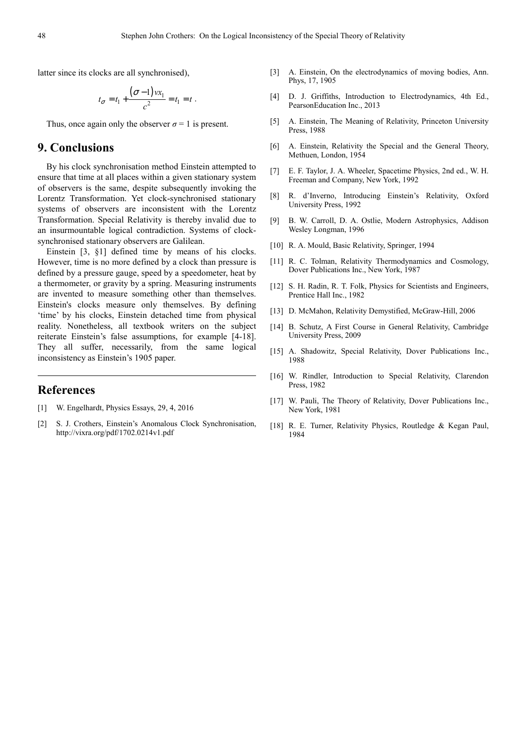latter since its clocks are all synchronised),

$$t_\sigma = t_1 + \frac{(\sigma - 1)vx_1}{c^2} = t_1 = t .$$

Thus, once again only the observer $\sigma = 1$ is present.

## 9. Conclusions

By his clock synchronisation method Einstein attempted to ensure that time at all places within a given stationary system of observers is the same, despite subsequently invoking the Lorentz Transformation. Yet clock-synchronised stationary systems of observers are inconsistent with the Lorentz Transformation. Special Relativity is thereby invalid due to an insurmountable logical contradiction. Systems of clock-synchronised stationary observers are Galilean.

Einstein [3, §1] defined time by means of his clocks. However, time is no more defined by a clock than pressure is defined by a pressure gauge, speed by a speedometer, heat by a thermometer, or gravity by a spring. Measuring instruments are invented to measure something other than themselves. Einstein's clocks measure only themselves. By defining 'time' by his clocks, Einstein detached time from physical reality. Nonetheless, all textbook writers on the subject reiterate Einstein's false assumptions, for example [4-18]. They all suffer, necessarily, from the same logical inconsistency as Einstein's 1905 paper.

## References

[1] W. Engelhardt, Physics Essays, 29, 4, 2016

[2] S. J. Crothers, Einstein's Anomalous Clock Synchronisation, http://vixra.org/pdf/1702.0214v1.pdf

[3] A. Einstein, On the electrodynamics of moving bodies, Ann. Phys, 17, 1905

[4] D. J. Griffiths, Introduction to Electrodynamics, 4th Ed., PearsonEducation Inc., 2013

[5] A. Einstein, The Meaning of Relativity, Princeton University Press, 1988

[6] A. Einstein, Relativity the Special and the General Theory, Methuen, London, 1954

[7] E. F. Taylor, J. A. Wheeler, Spacetime Physics, 2nd ed., W. H. Freeman and Company, New York, 1992

[8] R. d'Inverno, Introducing Einstein's Relativity, Oxford University Press, 1992

[9] B. W. Carroll, D. A. Ostlie, Modern Astrophysics, Addison Wesley Longman, 1996

[10] R. A. Mould, Basic Relativity, Springer, 1994

[11] R. C. Tolman, Relativity Thermodynamics and Cosmology, Dover Publications Inc., New York, 1987

[12] S. H. Radin, R. T. Folk, Physics for Scientists and Engineers, Prentice Hall Inc., 1982

[13] D. McMahon, Relativity Demystified, McGraw-Hill, 2006

[14] B. Schutz, A First Course in General Relativity, Cambridge University Press, 2009

[15] A. Shadowitz, Special Relativity, Dover Publications Inc., 1988

[16] W. Rindler, Introduction to Special Relativity, Clarendon Press, 1982

[17] W. Pauli, The Theory of Relativity, Dover Publications Inc., New York, 1981

[18] R. E. Turner, Relativity Physics, Routledge & Kegan Paul, 1984